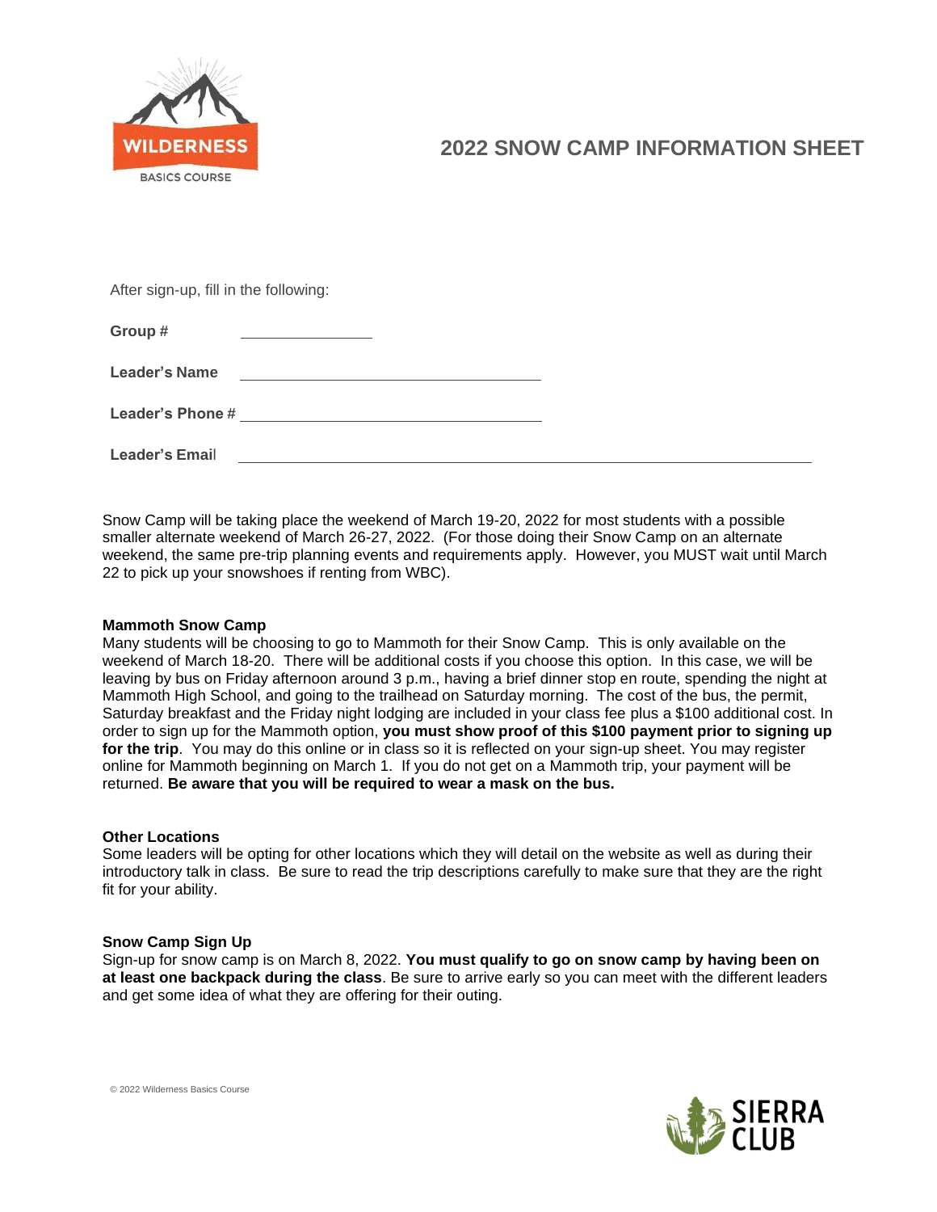WILDERNESS

BASICS COURSE

# 2022 SNOW CAMP INFORMATION SHEET

After sign-up, fill in the following:

**Group #** \_\_\_\_\_\_\_\_\_\_\_\_\_\_

**Leader's Name** \_\_\_\_\_\_\_\_\_\_\_\_\_\_\_\_\_\_\_\_\_\_\_\_\_\_\_\_\_\_\_\_

**Leader's Phone #** \_\_\_\_\_\_\_\_\_\_\_\_\_\_\_\_\_\_\_\_\_\_\_\_\_\_\_\_\_\_\_\_

**Leader's Email** \_\_\_\_\_\_\_\_\_\_\_\_\_\_\_\_\_\_\_\_\_\_\_\_\_\_\_\_\_\_\_\_\_\_\_\_\_\_\_\_\_\_\_\_\_\_\_\_\_\_\_\_\_\_\_\_\_\_\_\_

Snow Camp will be taking place the weekend of March 19-20, 2022 for most students with a possible smaller alternate weekend of March 26-27, 2022. (For those doing their Snow Camp on an alternate weekend, the same pre-trip planning events and requirements apply. However, you MUST wait until March 22 to pick up your snowshoes if renting from WBC).

**Mammoth Snow Camp**

Many students will be choosing to go to Mammoth for their Snow Camp. This is only available on the weekend of March 18-20. There will be additional costs if you choose this option. In this case, we will be leaving by bus on Friday afternoon around 3 p.m., having a brief dinner stop en route, spending the night at Mammoth High School, and going to the trailhead on Saturday morning. The cost of the bus, the permit, Saturday breakfast and the Friday night lodging are included in your class fee plus a $100 additional cost. In order to sign up for the Mammoth option, **you must show proof of this $100 payment prior to signing up for the trip**. You may do this online or in class so it is reflected on your sign-up sheet. You may register online for Mammoth beginning on March 1. If you do not get on a Mammoth trip, your payment will be returned. **Be aware that you will be required to wear a mask on the bus.**

**Other Locations**

Some leaders will be opting for other locations which they will detail on the website as well as during their introductory talk in class. Be sure to read the trip descriptions carefully to make sure that they are the right fit for your ability.

**Snow Camp Sign Up**

Sign-up for snow camp is on March 8, 2022. **You must qualify to go on snow camp by having been on at least one backpack during the class**. Be sure to arrive early so you can meet with the different leaders and get some idea of what they are offering for their outing.

© 2022 Wilderness Basics Course

SIERRA CLUB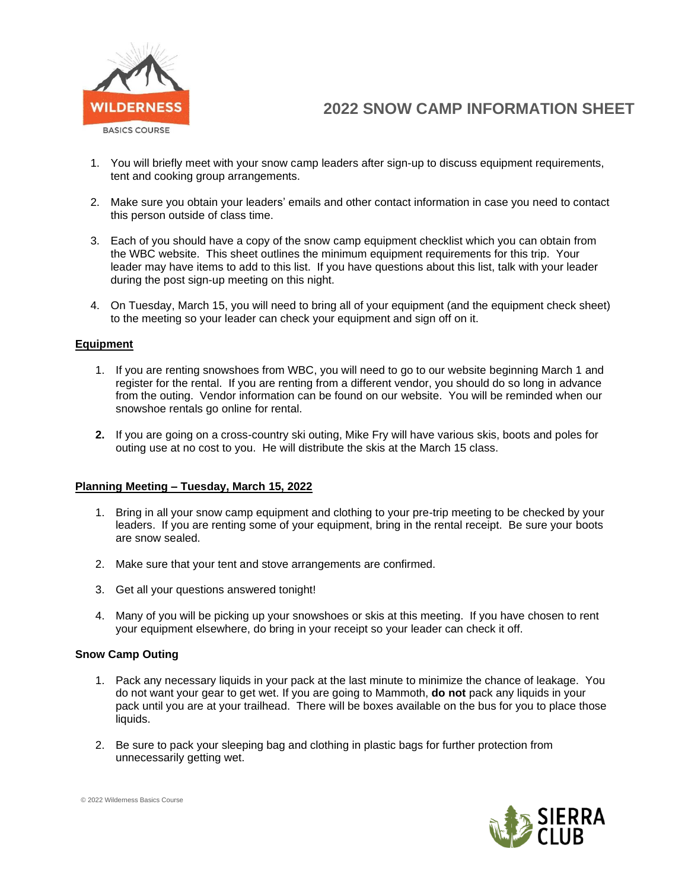# 2022 SNOW CAMP INFORMATION SHEET

1. You will briefly meet with your snow camp leaders after sign-up to discuss equipment requirements, tent and cooking group arrangements.

2. Make sure you obtain your leaders' emails and other contact information in case you need to contact this person outside of class time.

3. Each of you should have a copy of the snow camp equipment checklist which you can obtain from the WBC website. This sheet outlines the minimum equipment requirements for this trip. Your leader may have items to add to this list. If you have questions about this list, talk with your leader during the post sign-up meeting on this night.

4. On Tuesday, March 15, you will need to bring all of your equipment (and the equipment check sheet) to the meeting so your leader can check your equipment and sign off on it.

## Equipment

1. If you are renting snowshoes from WBC, you will need to go to our website beginning March 1 and register for the rental. If you are renting from a different vendor, you should do so long in advance from the outing. Vendor information can be found on our website. You will be reminded when our snowshoe rentals go online for rental.

2. If you are going on a cross-country ski outing, Mike Fry will have various skis, boots and poles for outing use at no cost to you. He will distribute the skis at the March 15 class.

## Planning Meeting – Tuesday, March 15, 2022

1. Bring in all your snow camp equipment and clothing to your pre-trip meeting to be checked by your leaders. If you are renting some of your equipment, bring in the rental receipt. Be sure your boots are snow sealed.

2. Make sure that your tent and stove arrangements are confirmed.

3. Get all your questions answered tonight!

4. Many of you will be picking up your snowshoes or skis at this meeting. If you have chosen to rent your equipment elsewhere, do bring in your receipt so your leader can check it off.

## Snow Camp Outing

1. Pack any necessary liquids in your pack at the last minute to minimize the chance of leakage. You do not want your gear to get wet. If you are going to Mammoth, **do not** pack any liquids in your pack until you are at your trailhead. There will be boxes available on the bus for you to place those liquids.

2. Be sure to pack your sleeping bag and clothing in plastic bags for further protection from unnecessarily getting wet.

© 2022 Wilderness Basics Course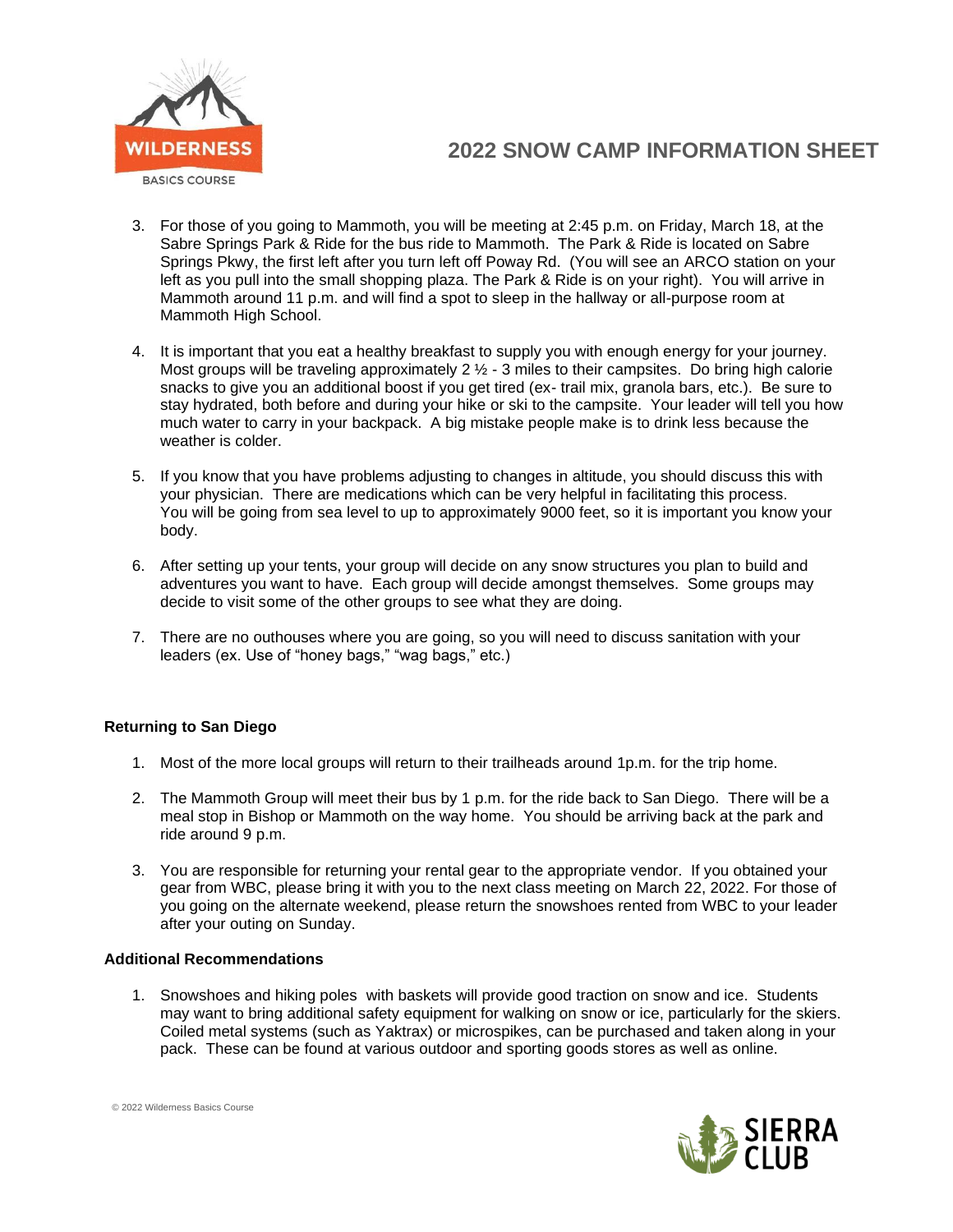# 2022 SNOW CAMP INFORMATION SHEET

3. For those of you going to Mammoth, you will be meeting at 2:45 p.m. on Friday, March 18, at the Sabre Springs Park & Ride for the bus ride to Mammoth. The Park & Ride is located on Sabre Springs Pkwy, the first left after you turn left off Poway Rd. (You will see an ARCO station on your left as you pull into the small shopping plaza. The Park & Ride is on your right). You will arrive in Mammoth around 11 p.m. and will find a spot to sleep in the hallway or all-purpose room at Mammoth High School.

4. It is important that you eat a healthy breakfast to supply you with enough energy for your journey. Most groups will be traveling approximately 2 ½ - 3 miles to their campsites. Do bring high calorie snacks to give you an additional boost if you get tired (ex- trail mix, granola bars, etc.). Be sure to stay hydrated, both before and during your hike or ski to the campsite. Your leader will tell you how much water to carry in your backpack. A big mistake people make is to drink less because the weather is colder.

5. If you know that you have problems adjusting to changes in altitude, you should discuss this with your physician. There are medications which can be very helpful in facilitating this process. You will be going from sea level to up to approximately 9000 feet, so it is important you know your body.

6. After setting up your tents, your group will decide on any snow structures you plan to build and adventures you want to have. Each group will decide amongst themselves. Some groups may decide to visit some of the other groups to see what they are doing.

7. There are no outhouses where you are going, so you will need to discuss sanitation with your leaders (ex. Use of "honey bags," "wag bags," etc.)

**Returning to San Diego**

1. Most of the more local groups will return to their trailheads around 1p.m. for the trip home.

2. The Mammoth Group will meet their bus by 1 p.m. for the ride back to San Diego. There will be a meal stop in Bishop or Mammoth on the way home. You should be arriving back at the park and ride around 9 p.m.

3. You are responsible for returning your rental gear to the appropriate vendor. If you obtained your gear from WBC, please bring it with you to the next class meeting on March 22, 2022. For those of you going on the alternate weekend, please return the snowshoes rented from WBC to your leader after your outing on Sunday.

**Additional Recommendations**

1. Snowshoes and hiking poles with baskets will provide good traction on snow and ice. Students may want to bring additional safety equipment for walking on snow or ice, particularly for the skiers. Coiled metal systems (such as Yaktrax) or microspikes, can be purchased and taken along in your pack. These can be found at various outdoor and sporting goods stores as well as online.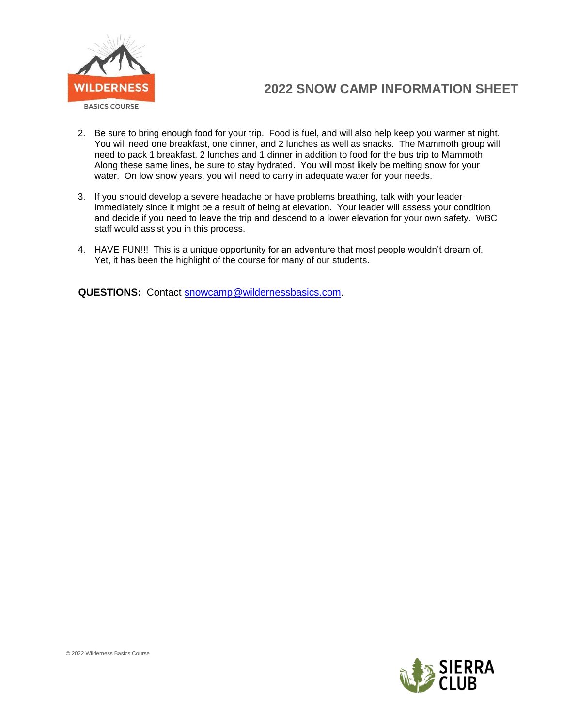# 2022 SNOW CAMP INFORMATION SHEET

2. Be sure to bring enough food for your trip. Food is fuel, and will also help keep you warmer at night. You will need one breakfast, one dinner, and 2 lunches as well as snacks. The Mammoth group will need to pack 1 breakfast, 2 lunches and 1 dinner in addition to food for the bus trip to Mammoth. Along these same lines, be sure to stay hydrated. You will most likely be melting snow for your water. On low snow years, you will need to carry in adequate water for your needs.

3. If you should develop a severe headache or have problems breathing, talk with your leader immediately since it might be a result of being at elevation. Your leader will assess your condition and decide if you need to leave the trip and descend to a lower elevation for your own safety. WBC staff would assist you in this process.

4. HAVE FUN!!! This is a unique opportunity for an adventure that most people wouldn't dream of. Yet, it has been the highlight of the course for many of our students.

**QUESTIONS:** Contact snowcamp@wildernessbasics.com.